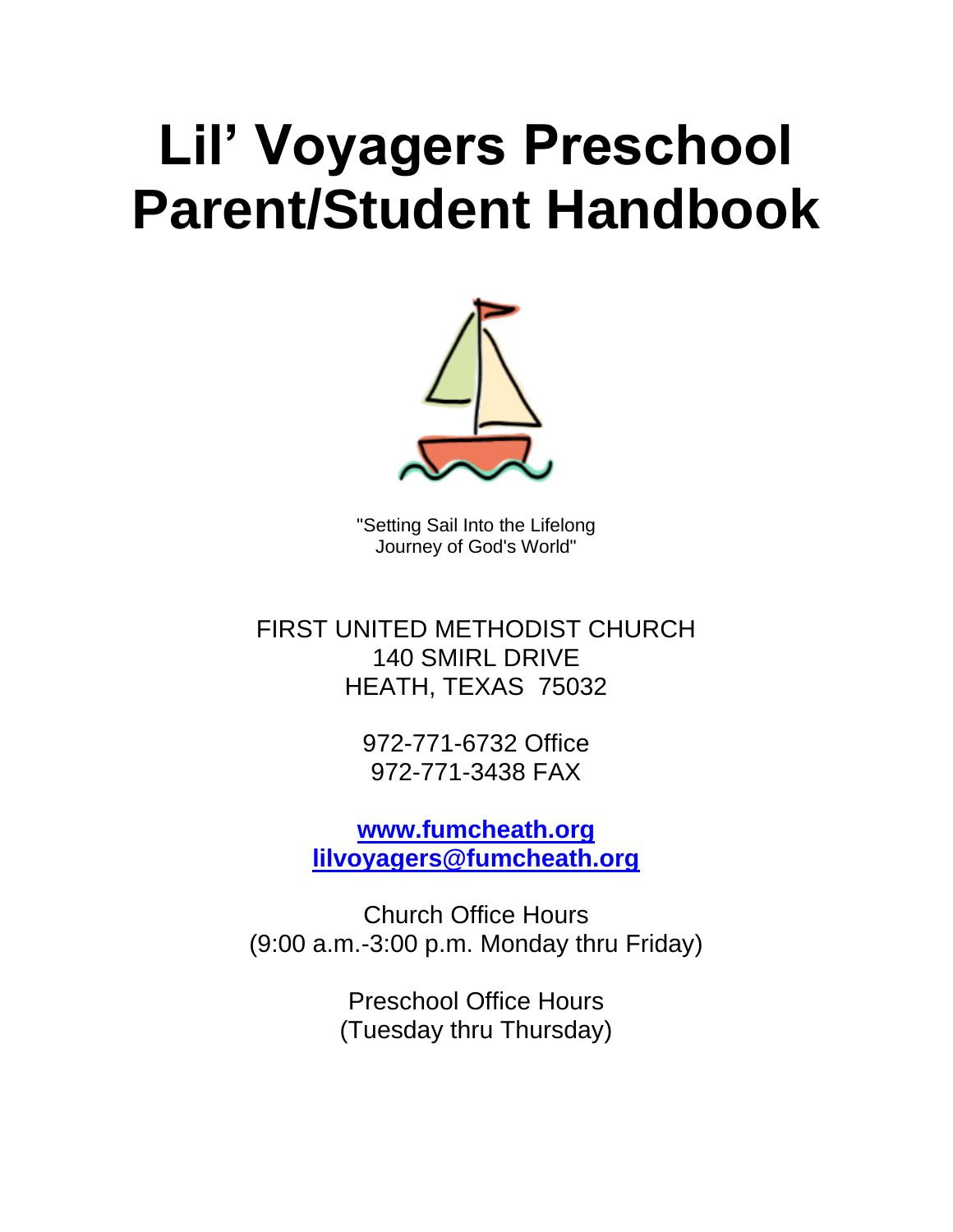# Lil' Voyagers Preschool Parent/Student Handbook

"Setting Sail Into the Lifelong
Journey of God's World"

FIRST UNITED METHODIST CHURCH
140 SMIRL DRIVE
HEATH, TEXAS 75032

972-771-6732 Office
972-771-3438 FAX

**www.fumcheath.org**
**lilvoyagers@fumcheath.org**

Church Office Hours
(9:00 a.m.-3:00 p.m. Monday thru Friday)

Preschool Office Hours
(Tuesday thru Thursday)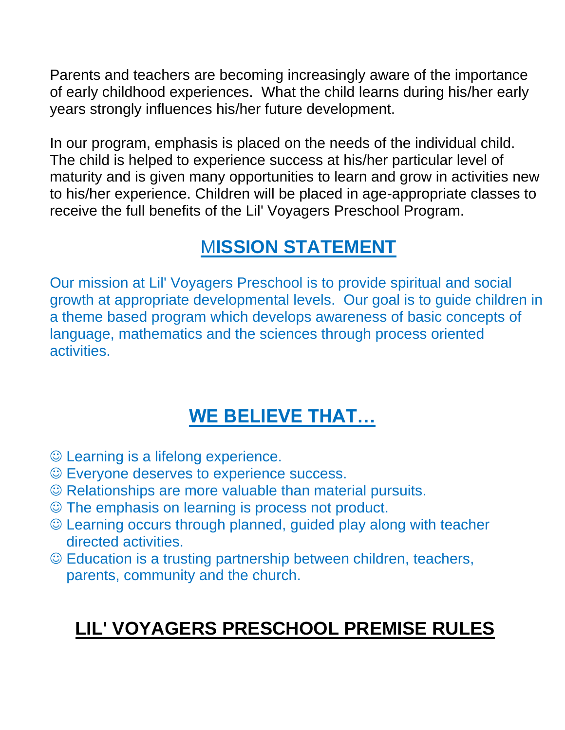Parents and teachers are becoming increasingly aware of the importance of early childhood experiences. What the child learns during his/her early years strongly influences his/her future development.

In our program, emphasis is placed on the needs of the individual child. The child is helped to experience success at his/her particular level of maturity and is given many opportunities to learn and grow in activities new to his/her experience. Children will be placed in age-appropriate classes to receive the full benefits of the Lil' Voyagers Preschool Program.

## MISSION STATEMENT

Our mission at Lil' Voyagers Preschool is to provide spiritual and social growth at appropriate developmental levels. Our goal is to guide children in a theme based program which develops awareness of basic concepts of language, mathematics and the sciences through process oriented activities.

## WE BELIEVE THAT…

- ☺ Learning is a lifelong experience.
- ☺ Everyone deserves to experience success.
- ☺ Relationships are more valuable than material pursuits.
- ☺ The emphasis on learning is process not product.
- ☺ Learning occurs through planned, guided play along with teacher directed activities.
- ☺ Education is a trusting partnership between children, teachers, parents, community and the church.

## LIL' VOYAGERS PRESCHOOL PREMISE RULES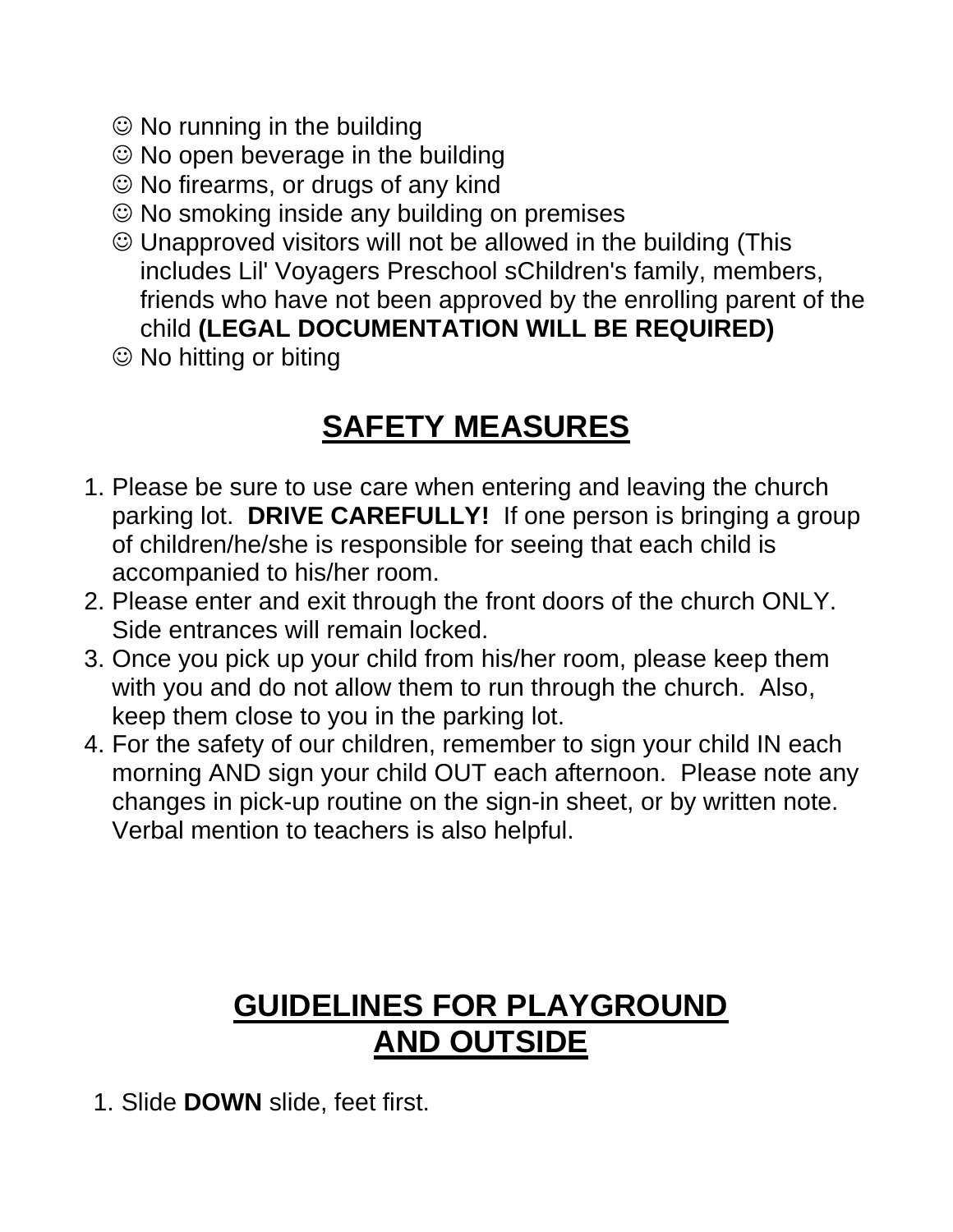- ☺ No running in the building
- ☺ No open beverage in the building
- ☺ No firearms, or drugs of any kind
- ☺ No smoking inside any building on premises
- ☺ Unapproved visitors will not be allowed in the building (This includes Lil' Voyagers Preschool sChildren's family, members, friends who have not been approved by the enrolling parent of the child **(LEGAL DOCUMENTATION WILL BE REQUIRED)**
- ☺ No hitting or biting

## SAFETY MEASURES

1. Please be sure to use care when entering and leaving the church parking lot. **DRIVE CAREFULLY!** If one person is bringing a group of children/he/she is responsible for seeing that each child is accompanied to his/her room.
2. Please enter and exit through the front doors of the church ONLY. Side entrances will remain locked.
3. Once you pick up your child from his/her room, please keep them with you and do not allow them to run through the church. Also, keep them close to you in the parking lot.
4. For the safety of our children, remember to sign your child IN each morning AND sign your child OUT each afternoon. Please note any changes in pick-up routine on the sign-in sheet, or by written note. Verbal mention to teachers is also helpful.

## GUIDELINES FOR PLAYGROUND AND OUTSIDE

1. Slide **DOWN** slide, feet first.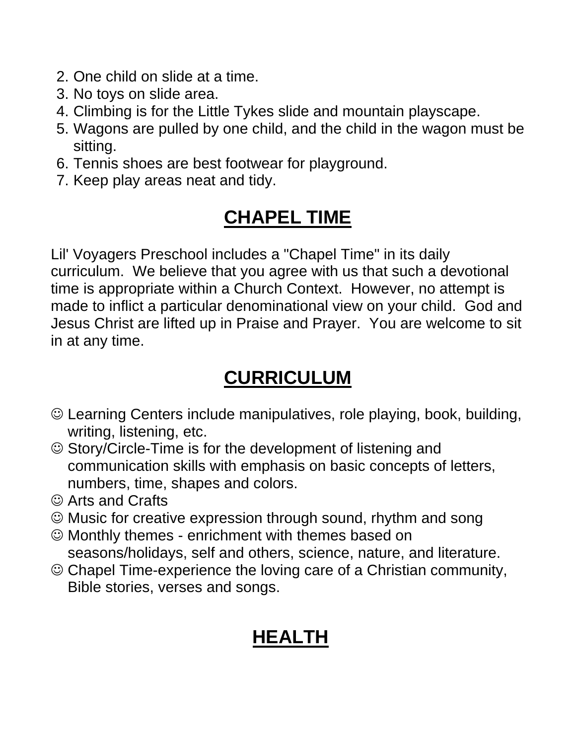2. One child on slide at a time.
3. No toys on slide area.
4. Climbing is for the Little Tykes slide and mountain playscape.
5. Wagons are pulled by one child, and the child in the wagon must be sitting.
6. Tennis shoes are best footwear for playground.
7. Keep play areas neat and tidy.

## CHAPEL TIME

Lil' Voyagers Preschool includes a "Chapel Time" in its daily curriculum. We believe that you agree with us that such a devotional time is appropriate within a Church Context. However, no attempt is made to inflict a particular denominational view on your child. God and Jesus Christ are lifted up in Praise and Prayer. You are welcome to sit in at any time.

## CURRICULUM

☺ Learning Centers include manipulatives, role playing, book, building, writing, listening, etc.
☺ Story/Circle-Time is for the development of listening and communication skills with emphasis on basic concepts of letters, numbers, time, shapes and colors.
☺ Arts and Crafts
☺ Music for creative expression through sound, rhythm and song
☺ Monthly themes - enrichment with themes based on seasons/holidays, self and others, science, nature, and literature.
☺ Chapel Time-experience the loving care of a Christian community, Bible stories, verses and songs.

## HEALTH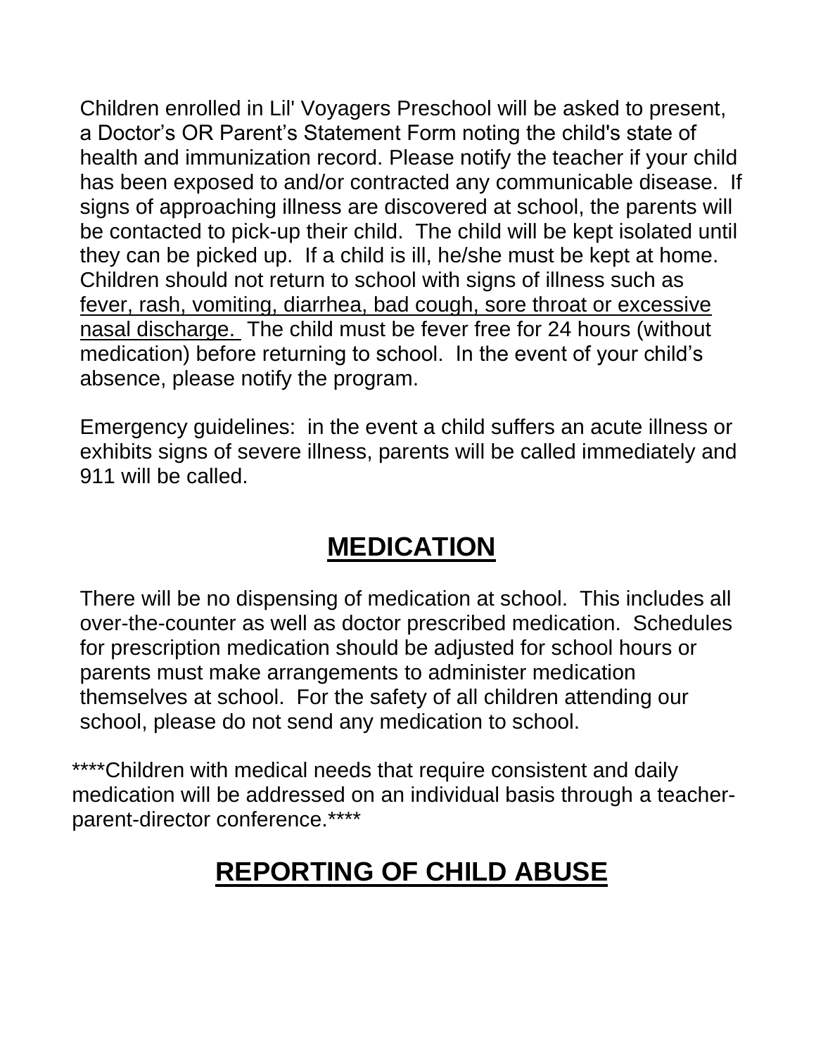Children enrolled in Lil' Voyagers Preschool will be asked to present, a Doctor's OR Parent's Statement Form noting the child's state of health and immunization record. Please notify the teacher if your child has been exposed to and/or contracted any communicable disease. If signs of approaching illness are discovered at school, the parents will be contacted to pick-up their child. The child will be kept isolated until they can be picked up. If a child is ill, he/she must be kept at home. Children should not return to school with signs of illness such as <u>fever, rash, vomiting, diarrhea, bad cough, sore throat or excessive nasal discharge.</u> The child must be fever free for 24 hours (without medication) before returning to school. In the event of your child's absence, please notify the program.

Emergency guidelines: in the event a child suffers an acute illness or exhibits signs of severe illness, parents will be called immediately and 911 will be called.

## MEDICATION

There will be no dispensing of medication at school. This includes all over-the-counter as well as doctor prescribed medication. Schedules for prescription medication should be adjusted for school hours or parents must make arrangements to administer medication themselves at school. For the safety of all children attending our school, please do not send any medication to school.

****Children with medical needs that require consistent and daily medication will be addressed on an individual basis through a teacher-parent-director conference.****

## REPORTING OF CHILD ABUSE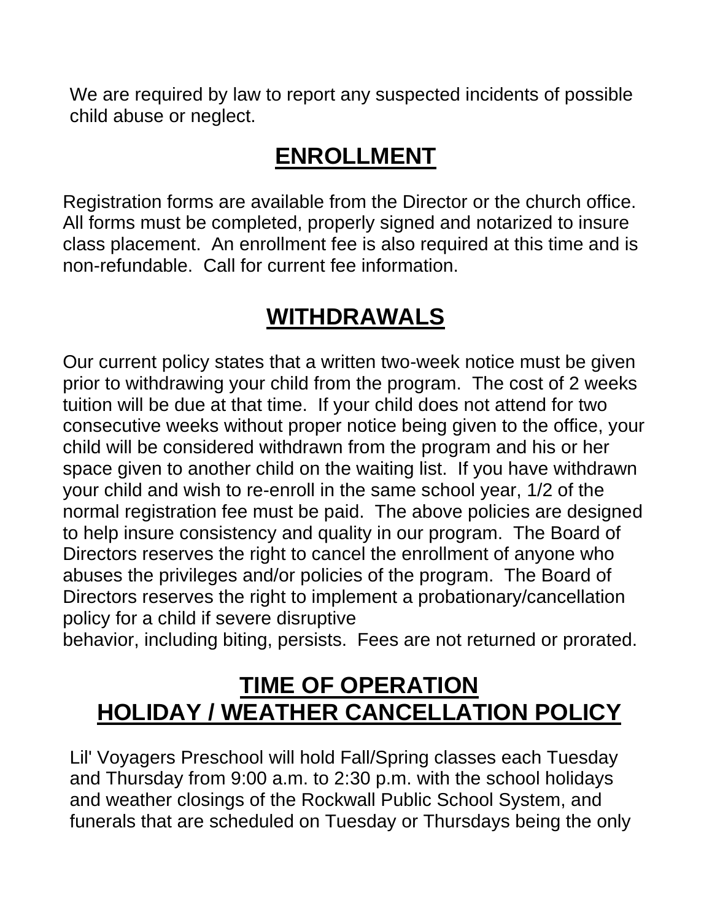We are required by law to report any suspected incidents of possible child abuse or neglect.

## ENROLLMENT

Registration forms are available from the Director or the church office. All forms must be completed, properly signed and notarized to insure class placement. An enrollment fee is also required at this time and is non-refundable. Call for current fee information.

## WITHDRAWALS

Our current policy states that a written two-week notice must be given prior to withdrawing your child from the program. The cost of 2 weeks tuition will be due at that time. If your child does not attend for two consecutive weeks without proper notice being given to the office, your child will be considered withdrawn from the program and his or her space given to another child on the waiting list. If you have withdrawn your child and wish to re-enroll in the same school year, 1/2 of the normal registration fee must be paid. The above policies are designed to help insure consistency and quality in our program. The Board of Directors reserves the right to cancel the enrollment of anyone who abuses the privileges and/or policies of the program. The Board of Directors reserves the right to implement a probationary/cancellation policy for a child if severe disruptive behavior, including biting, persists. Fees are not returned or prorated.

## TIME OF OPERATION HOLIDAY / WEATHER CANCELLATION POLICY

Lil' Voyagers Preschool will hold Fall/Spring classes each Tuesday and Thursday from 9:00 a.m. to 2:30 p.m. with the school holidays and weather closings of the Rockwall Public School System, and funerals that are scheduled on Tuesday or Thursdays being the only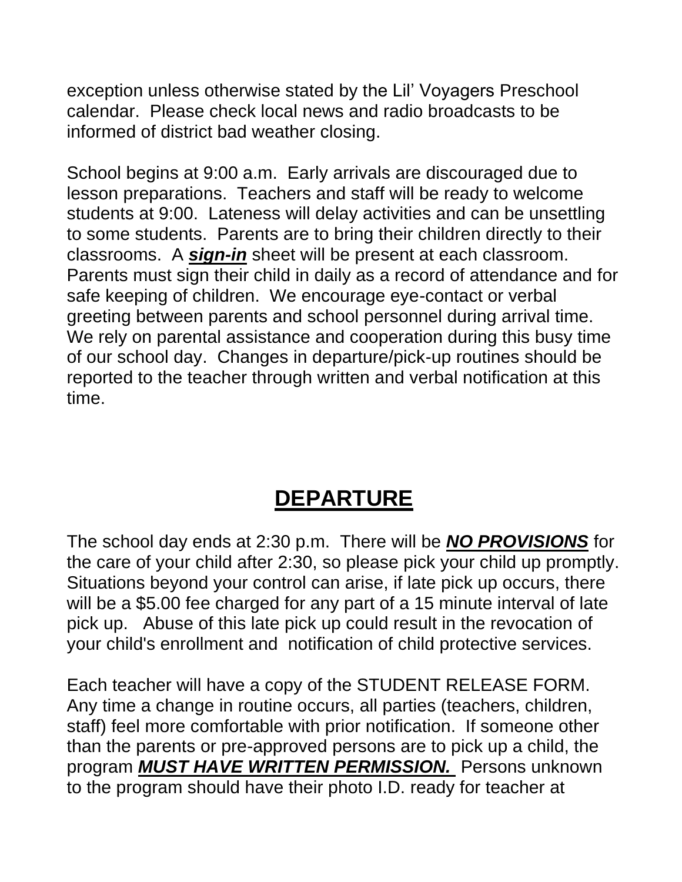exception unless otherwise stated by the Lil' Voyagers Preschool calendar. Please check local news and radio broadcasts to be informed of district bad weather closing.

School begins at 9:00 a.m. Early arrivals are discouraged due to lesson preparations. Teachers and staff will be ready to welcome students at 9:00. Lateness will delay activities and can be unsettling to some students. Parents are to bring their children directly to their classrooms. A ***sign-in*** sheet will be present at each classroom. Parents must sign their child in daily as a record of attendance and for safe keeping of children. We encourage eye-contact or verbal greeting between parents and school personnel during arrival time. We rely on parental assistance and cooperation during this busy time of our school day. Changes in departure/pick-up routines should be reported to the teacher through written and verbal notification at this time.

## DEPARTURE

The school day ends at 2:30 p.m. There will be ***NO PROVISIONS*** for the care of your child after 2:30, so please pick your child up promptly. Situations beyond your control can arise, if late pick up occurs, there will be a $5.00 fee charged for any part of a 15 minute interval of late pick up. Abuse of this late pick up could result in the revocation of your child's enrollment and notification of child protective services.

Each teacher will have a copy of the STUDENT RELEASE FORM. Any time a change in routine occurs, all parties (teachers, children, staff) feel more comfortable with prior notification. If someone other than the parents or pre-approved persons are to pick up a child, the program ***MUST HAVE WRITTEN PERMISSION.*** Persons unknown to the program should have their photo I.D. ready for teacher at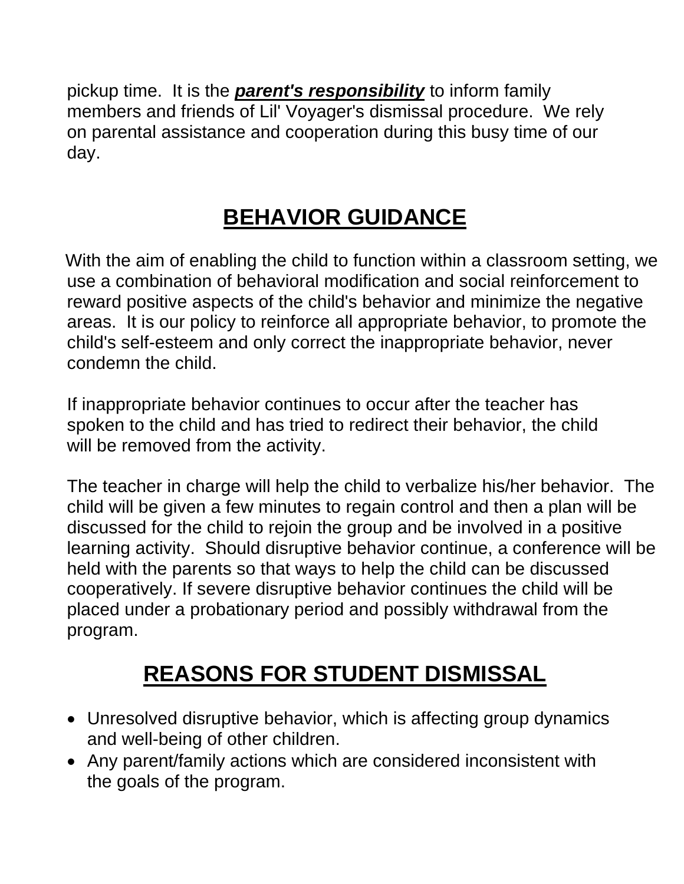pickup time. It is the ***parent's responsibility*** to inform family members and friends of Lil' Voyager's dismissal procedure. We rely on parental assistance and cooperation during this busy time of our day.

## BEHAVIOR GUIDANCE

With the aim of enabling the child to function within a classroom setting, we use a combination of behavioral modification and social reinforcement to reward positive aspects of the child's behavior and minimize the negative areas. It is our policy to reinforce all appropriate behavior, to promote the child's self-esteem and only correct the inappropriate behavior, never condemn the child.

If inappropriate behavior continues to occur after the teacher has spoken to the child and has tried to redirect their behavior, the child will be removed from the activity.

The teacher in charge will help the child to verbalize his/her behavior. The child will be given a few minutes to regain control and then a plan will be discussed for the child to rejoin the group and be involved in a positive learning activity. Should disruptive behavior continue, a conference will be held with the parents so that ways to help the child can be discussed cooperatively. If severe disruptive behavior continues the child will be placed under a probationary period and possibly withdrawal from the program.

## REASONS FOR STUDENT DISMISSAL

- Unresolved disruptive behavior, which is affecting group dynamics and well-being of other children.
- Any parent/family actions which are considered inconsistent with the goals of the program.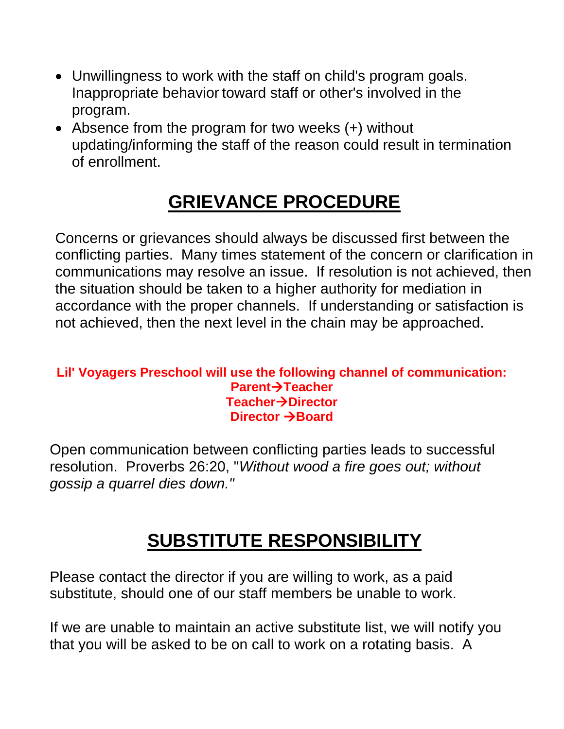- Unwillingness to work with the staff on child's program goals. Inappropriate behavior toward staff or other's involved in the program.
- Absence from the program for two weeks (+) without updating/informing the staff of the reason could result in termination of enrollment.

## GRIEVANCE PROCEDURE

Concerns or grievances should always be discussed first between the conflicting parties. Many times statement of the concern or clarification in communications may resolve an issue. If resolution is not achieved, then the situation should be taken to a higher authority for mediation in accordance with the proper channels. If understanding or satisfaction is not achieved, then the next level in the chain may be approached.

**Lil' Voyagers Preschool will use the following channel of communication:**
**Parent→Teacher**
**Teacher→Director**
**Director →Board**

Open communication between conflicting parties leads to successful resolution. Proverbs 26:20, "*Without wood a fire goes out; without gossip a quarrel dies down."*

## SUBSTITUTE RESPONSIBILITY

Please contact the director if you are willing to work, as a paid substitute, should one of our staff members be unable to work.

If we are unable to maintain an active substitute list, we will notify you that you will be asked to be on call to work on a rotating basis. A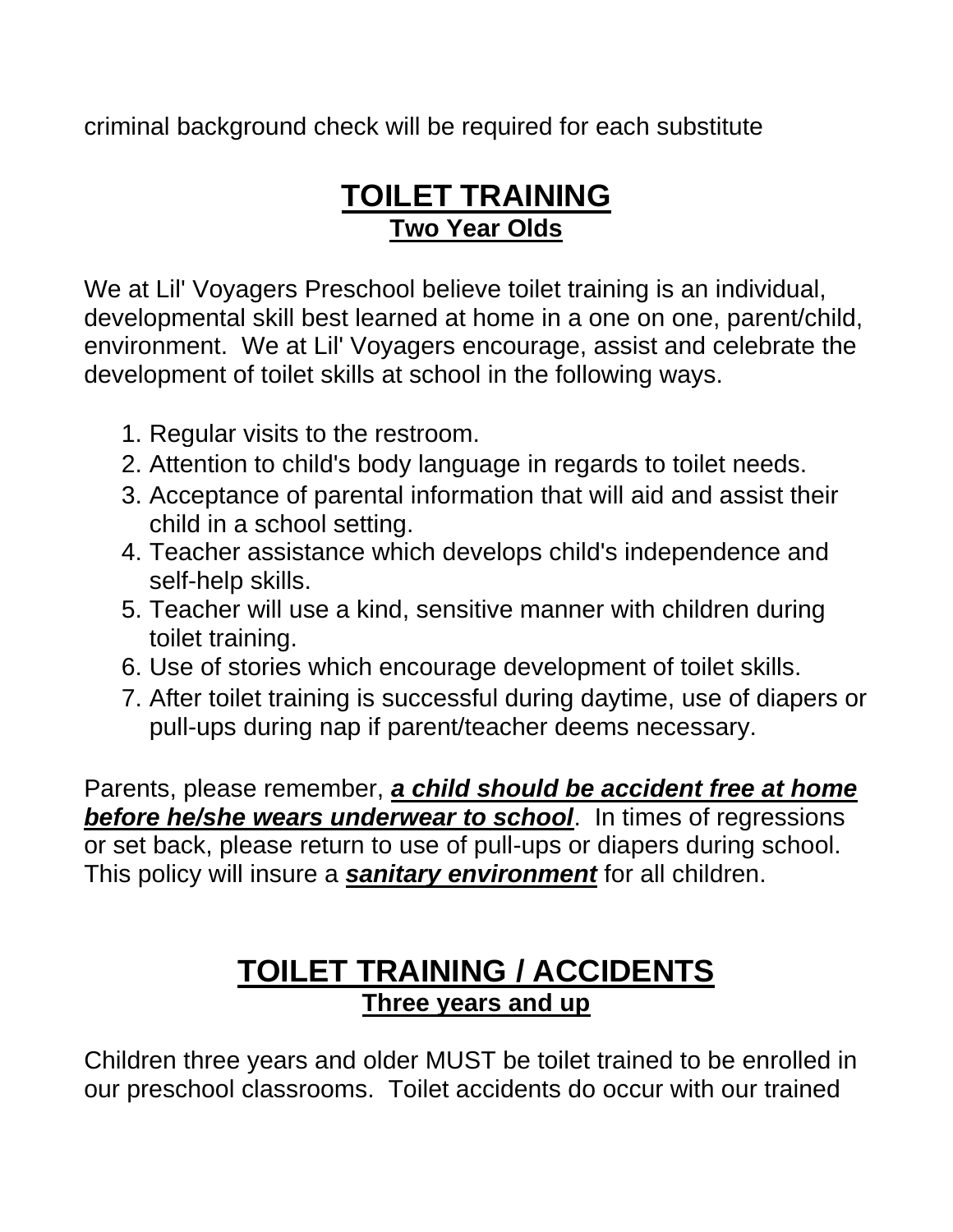criminal background check will be required for each substitute

## TOILET TRAINING
### Two Year Olds

We at Lil' Voyagers Preschool believe toilet training is an individual, developmental skill best learned at home in a one on one, parent/child, environment. We at Lil' Voyagers encourage, assist and celebrate the development of toilet skills at school in the following ways.

1. Regular visits to the restroom.
2. Attention to child's body language in regards to toilet needs.
3. Acceptance of parental information that will aid and assist their child in a school setting.
4. Teacher assistance which develops child's independence and self-help skills.
5. Teacher will use a kind, sensitive manner with children during toilet training.
6. Use of stories which encourage development of toilet skills.
7. After toilet training is successful during daytime, use of diapers or pull-ups during nap if parent/teacher deems necessary.

Parents, please remember, ***a child should be accident free at home before he/she wears underwear to school***. In times of regressions or set back, please return to use of pull-ups or diapers during school. This policy will insure a ***sanitary environment*** for all children.

## TOILET TRAINING / ACCIDENTS
### Three years and up

Children three years and older MUST be toilet trained to be enrolled in our preschool classrooms. Toilet accidents do occur with our trained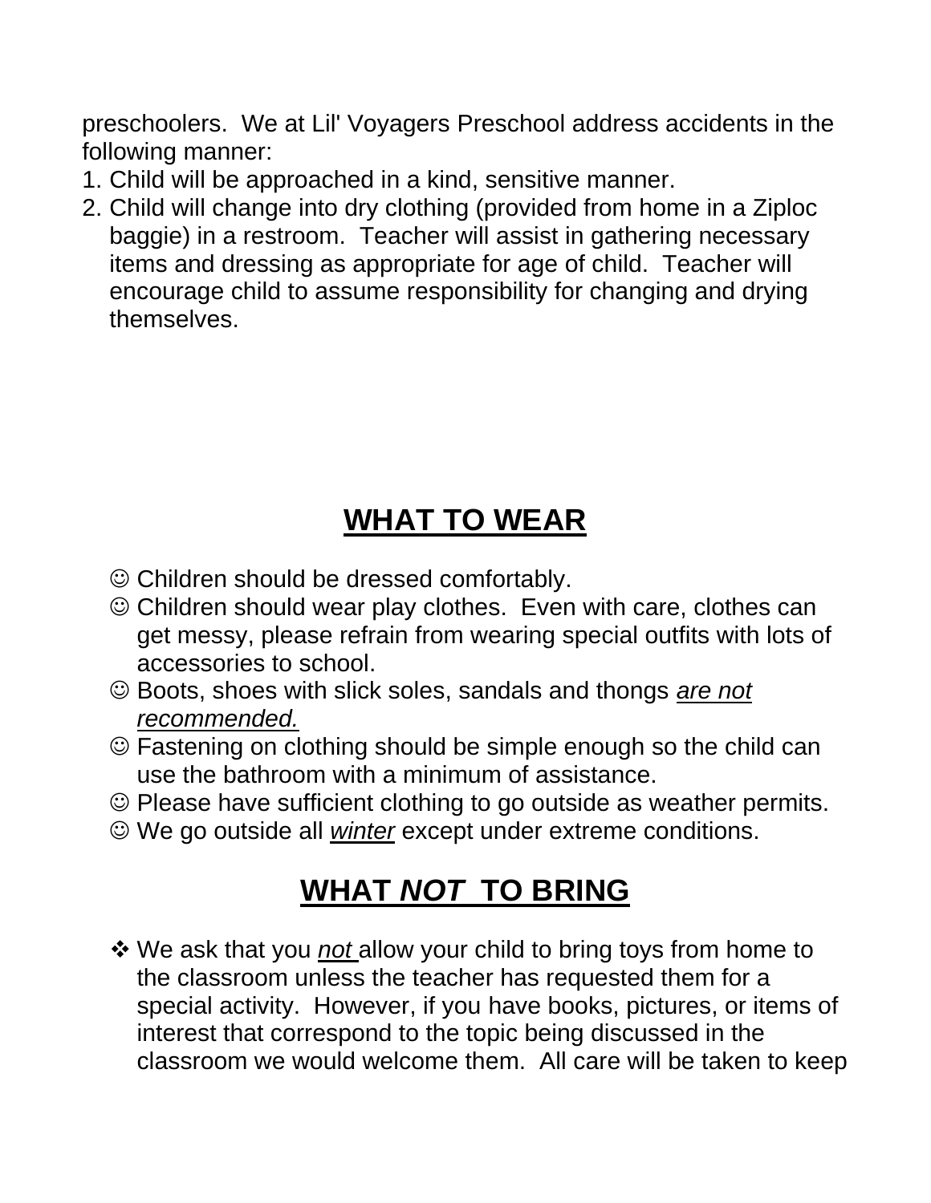preschoolers.  We at Lil' Voyagers Preschool address accidents in the following manner:

1. Child will be approached in a kind, sensitive manner.
2. Child will change into dry clothing (provided from home in a Ziploc baggie) in a restroom.  Teacher will assist in gathering necessary items and dressing as appropriate for age of child.  Teacher will encourage child to assume responsibility for changing and drying themselves.

## WHAT TO WEAR

- ☺ Children should be dressed comfortably.
- ☺ Children should wear play clothes.  Even with care, clothes can get messy, please refrain from wearing special outfits with lots of accessories to school.
- ☺ Boots, shoes with slick soles, sandals and thongs *are not recommended.*
- ☺ Fastening on clothing should be simple enough so the child can use the bathroom with a minimum of assistance.
- ☺ Please have sufficient clothing to go outside as weather permits.
- ☺ We go outside all *winter* except under extreme conditions.

## WHAT *NOT* TO BRING

- ❖ We ask that you *not* allow your child to bring toys from home to the classroom unless the teacher has requested them for a special activity.  However, if you have books, pictures, or items of interest that correspond to the topic being discussed in the classroom we would welcome them.  All care will be taken to keep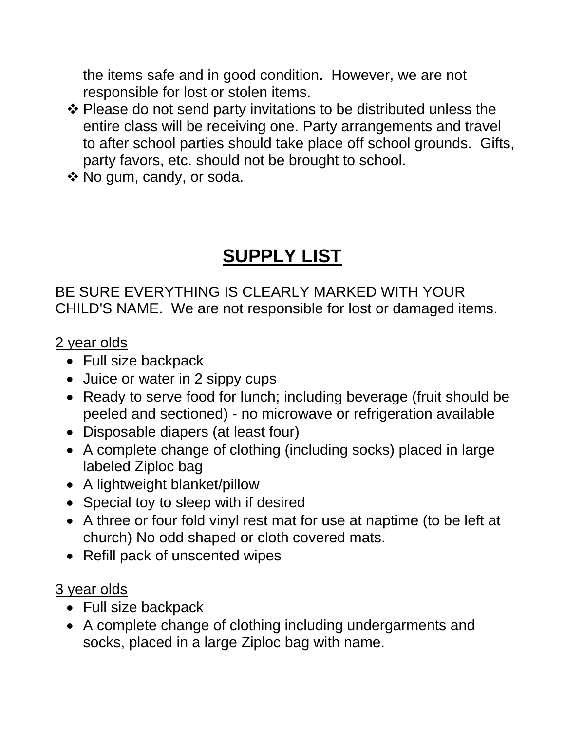the items safe and in good condition. However, we are not responsible for lost or stolen items.

- Please do not send party invitations to be distributed unless the entire class will be receiving one. Party arrangements and travel to after school parties should take place off school grounds. Gifts, party favors, etc. should not be brought to school.
- No gum, candy, or soda.

# SUPPLY LIST

BE SURE EVERYTHING IS CLEARLY MARKED WITH YOUR CHILD'S NAME. We are not responsible for lost or damaged items.

2 year olds

- Full size backpack
- Juice or water in 2 sippy cups
- Ready to serve food for lunch; including beverage (fruit should be peeled and sectioned) - no microwave or refrigeration available
- Disposable diapers (at least four)
- A complete change of clothing (including socks) placed in large labeled Ziploc bag
- A lightweight blanket/pillow
- Special toy to sleep with if desired
- A three or four fold vinyl rest mat for use at naptime (to be left at church) No odd shaped or cloth covered mats.
- Refill pack of unscented wipes

3 year olds

- Full size backpack
- A complete change of clothing including undergarments and socks, placed in a large Ziploc bag with name.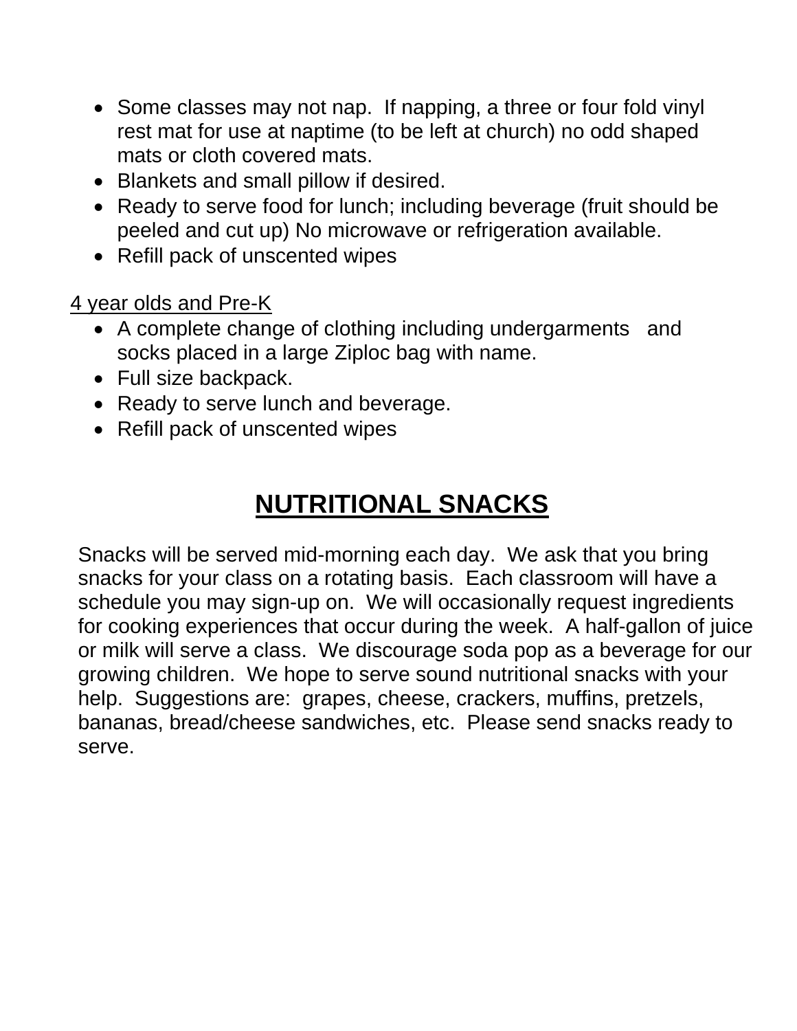- Some classes may not nap. If napping, a three or four fold vinyl rest mat for use at naptime (to be left at church) no odd shaped mats or cloth covered mats.
- Blankets and small pillow if desired.
- Ready to serve food for lunch; including beverage (fruit should be peeled and cut up) No microwave or refrigeration available.
- Refill pack of unscented wipes

<u>4 year olds and Pre-K</u>

- A complete change of clothing including undergarments and socks placed in a large Ziploc bag with name.
- Full size backpack.
- Ready to serve lunch and beverage.
- Refill pack of unscented wipes

# NUTRITIONAL SNACKS

Snacks will be served mid-morning each day. We ask that you bring snacks for your class on a rotating basis. Each classroom will have a schedule you may sign-up on. We will occasionally request ingredients for cooking experiences that occur during the week. A half-gallon of juice or milk will serve a class. We discourage soda pop as a beverage for our growing children. We hope to serve sound nutritional snacks with your help. Suggestions are: grapes, cheese, crackers, muffins, pretzels, bananas, bread/cheese sandwiches, etc. Please send snacks ready to serve.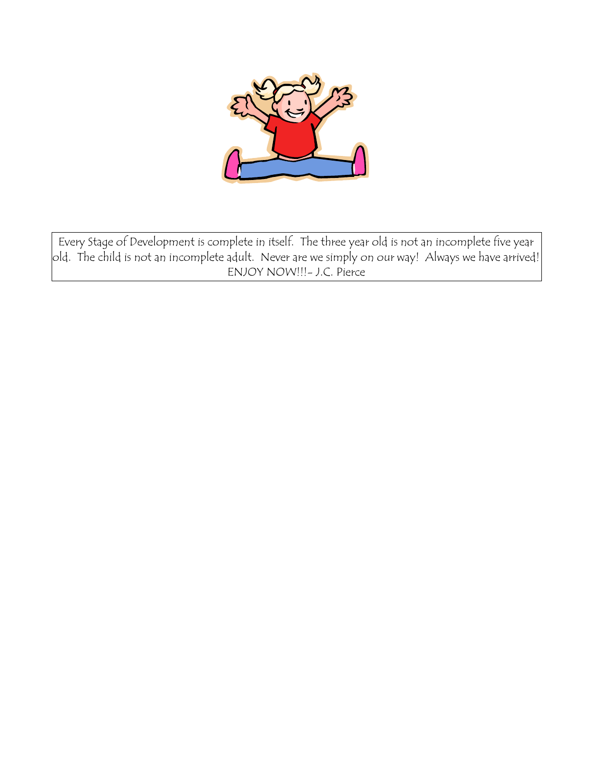Every Stage of Development is complete in itself. The three year old is not an incomplete five year old. The child is not an incomplete adult. Never are we simply on our way! Always we have arrived! ENJOY NOW!!!- J.C. Pierce